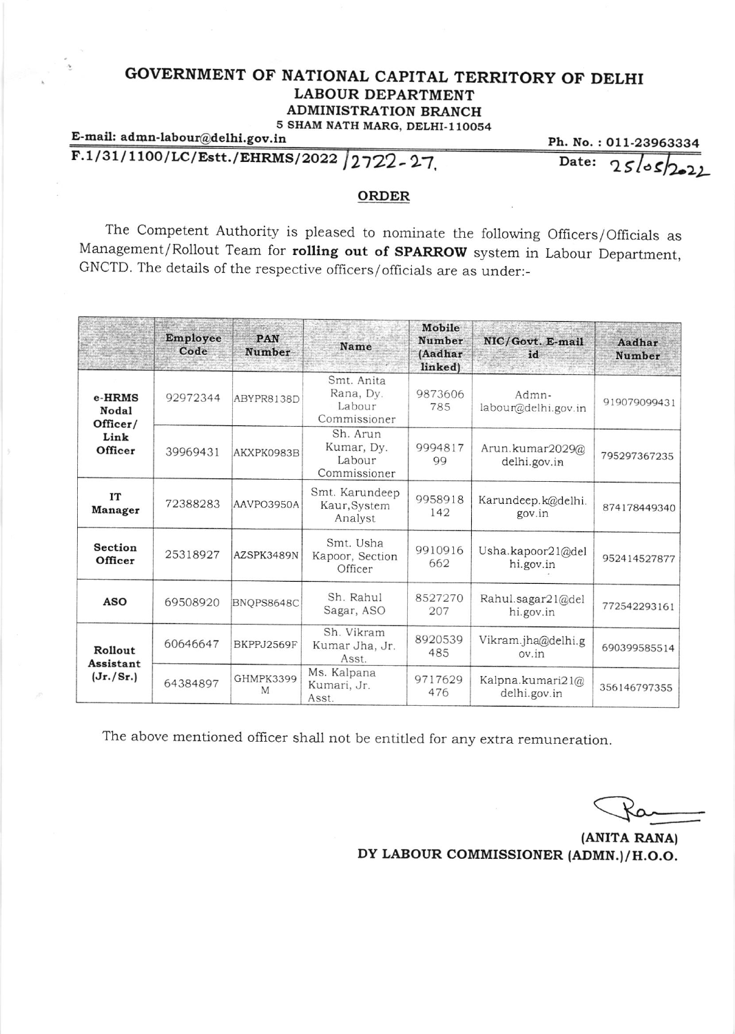# GOVERNMENT OF NATIONAL CAPITAL TERRITORY OF DELHI

## LABOUR DEPARTMENT

### ADMINISTRATION BRANCH

5 SHAM NATH MARG, DELHI-110054

E-mail: admn-labour@delhi.gov.in Ph. No. : 011-23963334

F.1/31/1100/LC/Estt./EHRMS/2022 /2722-27. Date: 25/05/2022

**ORDER**

The Competent Authority is pleased to nominate the following Officers/Officials as Management/Rollout Team for **rolling out of SPARROW** system in Labour Department, GNCTD. The details of the respective officers/officials are as under:-

| | Employee Code | PAN Number | Name | Mobile Number (Aadhar linked) | NIC/Govt. E-mail id | Aadhar Number |
|---|---|---|---|---|---|---|
| **e-HRMS Nodal Officer/ Link Officer** | 92972344 | ABYPR8138D | Smt. Anita Rana, Dy. Labour Commissioner | 9873606785 | Admn-labour@delhi.gov.in | 919079099431 |
| | 39969431 | AKXPK0983B | Sh. Arun Kumar, Dy. Labour Commissioner | 999481799 | Arun.kumar2029@delhi.gov.in | 795297367235 |
| **IT Manager** | 72388283 | AAVPO3950A | Smt. Karundeep Kaur, System Analyst | 9958918142 | Karundeep.k@delhi.gov.in | 874178449340 |
| **Section Officer** | 25318927 | AZSPK3489N | Smt. Usha Kapoor, Section Officer | 9910916662 | Usha.kapoor21@delhi.gov.in | 952414527877 |
| **ASO** | 69508920 | BNQPS8648C | Sh. Rahul Sagar, ASO | 8527270207 | Rahul.sagar21@delhi.gov.in | 772542293161 |
| **Rollout Assistant (Jr./Sr.)** | 60646647 | BKPPJ2569F | Sh. Vikram Kumar Jha, Jr. Asst. | 8920539485 | Vikram.jha@delhi.gov.in | 690399585514 |
| | 64384897 | GHMPK3399M | Ms. Kalpana Kumari, Jr. Asst. | 9717629476 | Kalpna.kumari21@delhi.gov.in | 356146797355 |

The above mentioned officer shall not be entitled for any extra remuneration.

**(ANITA RANA)**
**DY LABOUR COMMISSIONER (ADMN.)/H.O.O.**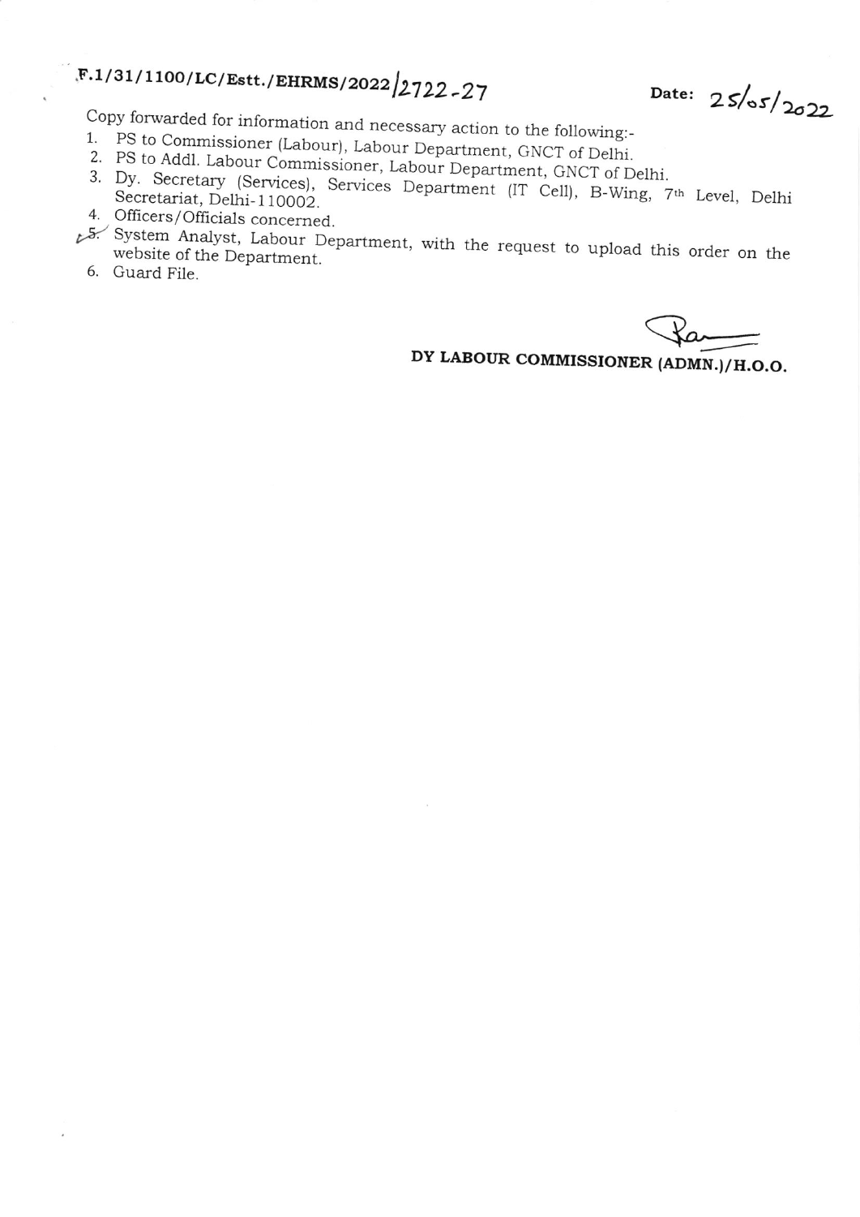F.1/31/1100/LC/Estt./EHRMS/2022/2722-27 Date: 25/05/2022

Copy forwarded for information and necessary action to the following:-

1. PS to Commissioner (Labour), Labour Department, GNCT of Delhi.
2. PS to Addl. Labour Commissioner, Labour Department, GNCT of Delhi.
3. Dy. Secretary (Services), Services Department (IT Cell), B-Wing, 7th Level, Delhi Secretariat, Delhi-110002.
4. Officers/Officials concerned.
5. System Analyst, Labour Department, with the request to upload this order on the website of the Department.
6. Guard File.

**DY LABOUR COMMISSIONER (ADMN.)/H.O.O.**